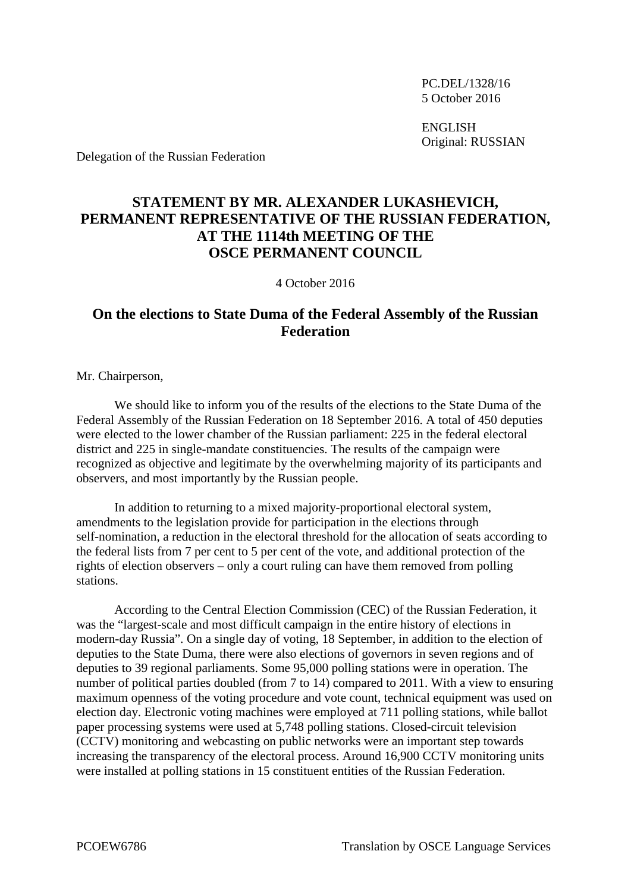PC.DEL/1328/16
5 October 2016

ENGLISH
Original: RUSSIAN

Delegation of the Russian Federation

# STATEMENT BY MR. ALEXANDER LUKASHEVICH, PERMANENT REPRESENTATIVE OF THE RUSSIAN FEDERATION, AT THE 1114th MEETING OF THE OSCE PERMANENT COUNCIL

4 October 2016

## On the elections to State Duma of the Federal Assembly of the Russian Federation

Mr. Chairperson,

We should like to inform you of the results of the elections to the State Duma of the Federal Assembly of the Russian Federation on 18 September 2016. A total of 450 deputies were elected to the lower chamber of the Russian parliament: 225 in the federal electoral district and 225 in single-mandate constituencies. The results of the campaign were recognized as objective and legitimate by the overwhelming majority of its participants and observers, and most importantly by the Russian people.

In addition to returning to a mixed majority-proportional electoral system, amendments to the legislation provide for participation in the elections through self-nomination, a reduction in the electoral threshold for the allocation of seats according to the federal lists from 7 per cent to 5 per cent of the vote, and additional protection of the rights of election observers – only a court ruling can have them removed from polling stations.

According to the Central Election Commission (CEC) of the Russian Federation, it was the "largest-scale and most difficult campaign in the entire history of elections in modern-day Russia". On a single day of voting, 18 September, in addition to the election of deputies to the State Duma, there were also elections of governors in seven regions and of deputies to 39 regional parliaments. Some 95,000 polling stations were in operation. The number of political parties doubled (from 7 to 14) compared to 2011. With a view to ensuring maximum openness of the voting procedure and vote count, technical equipment was used on election day. Electronic voting machines were employed at 711 polling stations, while ballot paper processing systems were used at 5,748 polling stations. Closed-circuit television (CCTV) monitoring and webcasting on public networks were an important step towards increasing the transparency of the electoral process. Around 16,900 CCTV monitoring units were installed at polling stations in 15 constituent entities of the Russian Federation.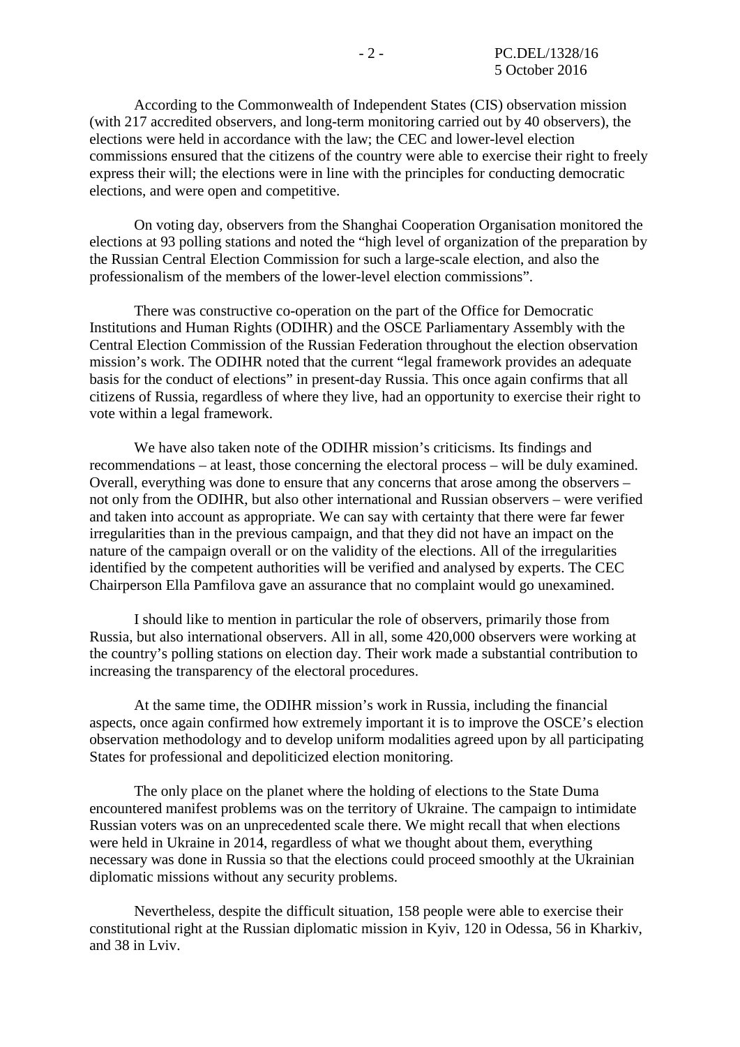According to the Commonwealth of Independent States (CIS) observation mission (with 217 accredited observers, and long-term monitoring carried out by 40 observers), the elections were held in accordance with the law; the CEC and lower-level election commissions ensured that the citizens of the country were able to exercise their right to freely express their will; the elections were in line with the principles for conducting democratic elections, and were open and competitive.

On voting day, observers from the Shanghai Cooperation Organisation monitored the elections at 93 polling stations and noted the "high level of organization of the preparation by the Russian Central Election Commission for such a large-scale election, and also the professionalism of the members of the lower-level election commissions".

There was constructive co-operation on the part of the Office for Democratic Institutions and Human Rights (ODIHR) and the OSCE Parliamentary Assembly with the Central Election Commission of the Russian Federation throughout the election observation mission's work. The ODIHR noted that the current "legal framework provides an adequate basis for the conduct of elections" in present-day Russia. This once again confirms that all citizens of Russia, regardless of where they live, had an opportunity to exercise their right to vote within a legal framework.

We have also taken note of the ODIHR mission's criticisms. Its findings and recommendations – at least, those concerning the electoral process – will be duly examined. Overall, everything was done to ensure that any concerns that arose among the observers – not only from the ODIHR, but also other international and Russian observers – were verified and taken into account as appropriate. We can say with certainty that there were far fewer irregularities than in the previous campaign, and that they did not have an impact on the nature of the campaign overall or on the validity of the elections. All of the irregularities identified by the competent authorities will be verified and analysed by experts. The CEC Chairperson Ella Pamfilova gave an assurance that no complaint would go unexamined.

I should like to mention in particular the role of observers, primarily those from Russia, but also international observers. All in all, some 420,000 observers were working at the country's polling stations on election day. Their work made a substantial contribution to increasing the transparency of the electoral procedures.

At the same time, the ODIHR mission's work in Russia, including the financial aspects, once again confirmed how extremely important it is to improve the OSCE's election observation methodology and to develop uniform modalities agreed upon by all participating States for professional and depoliticized election monitoring.

The only place on the planet where the holding of elections to the State Duma encountered manifest problems was on the territory of Ukraine. The campaign to intimidate Russian voters was on an unprecedented scale there. We might recall that when elections were held in Ukraine in 2014, regardless of what we thought about them, everything necessary was done in Russia so that the elections could proceed smoothly at the Ukrainian diplomatic missions without any security problems.

Nevertheless, despite the difficult situation, 158 people were able to exercise their constitutional right at the Russian diplomatic mission in Kyiv, 120 in Odessa, 56 in Kharkiv, and 38 in Lviv.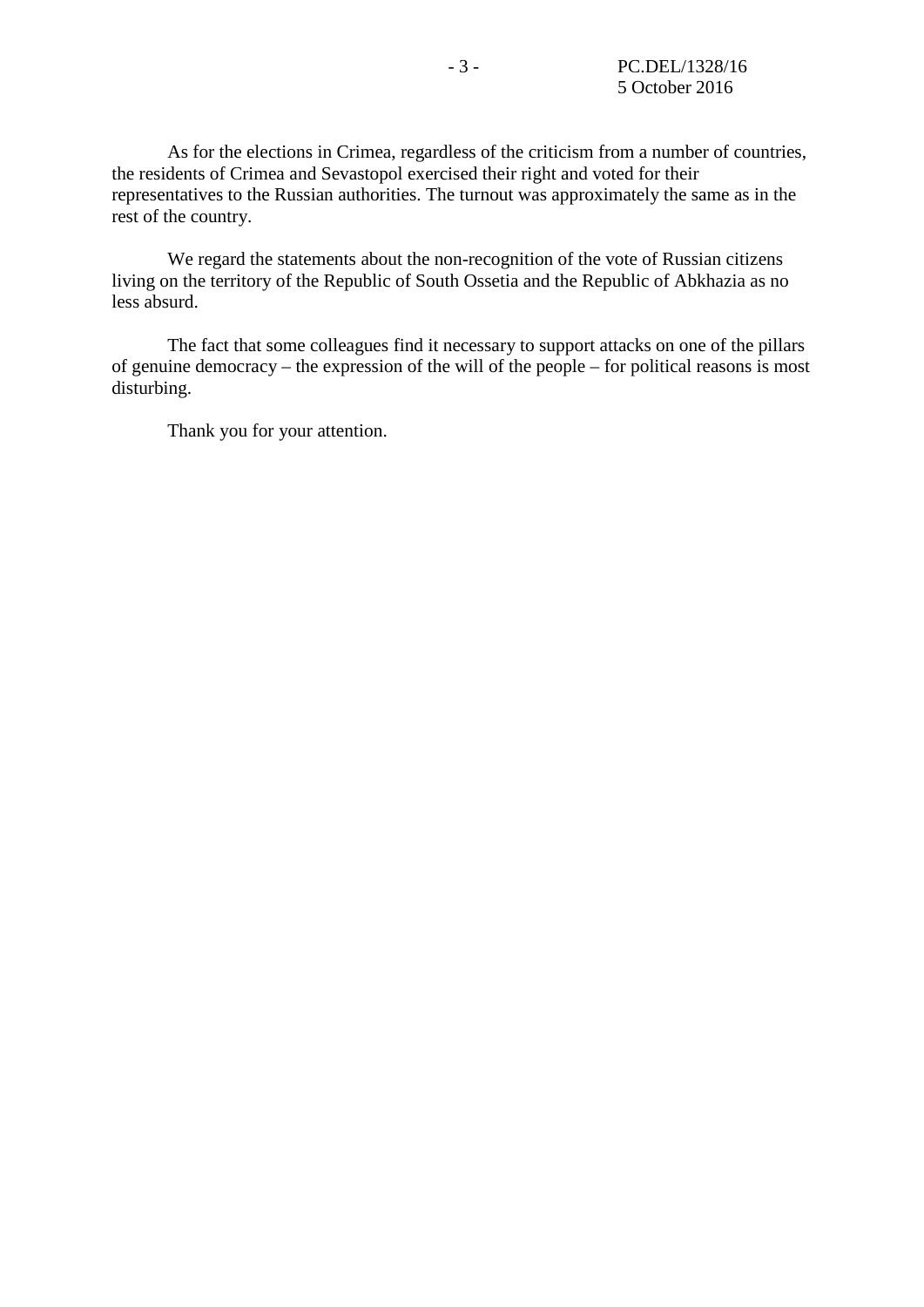As for the elections in Crimea, regardless of the criticism from a number of countries, the residents of Crimea and Sevastopol exercised their right and voted for their representatives to the Russian authorities. The turnout was approximately the same as in the rest of the country.

We regard the statements about the non-recognition of the vote of Russian citizens living on the territory of the Republic of South Ossetia and the Republic of Abkhazia as no less absurd.

The fact that some colleagues find it necessary to support attacks on one of the pillars of genuine democracy – the expression of the will of the people – for political reasons is most disturbing.

Thank you for your attention.